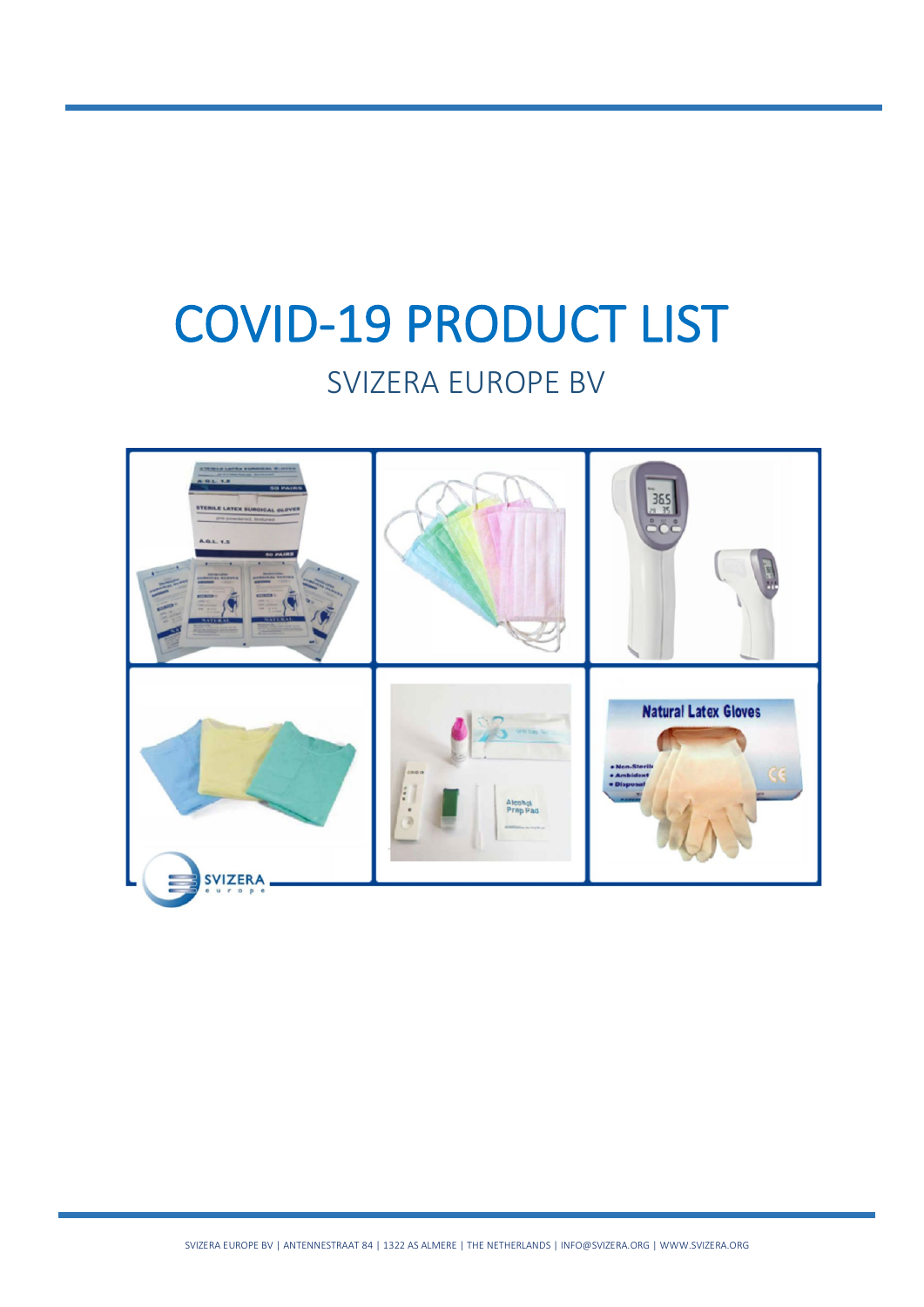# COVID-19 PRODUCT LIST

## SVIZERA EUROPE BV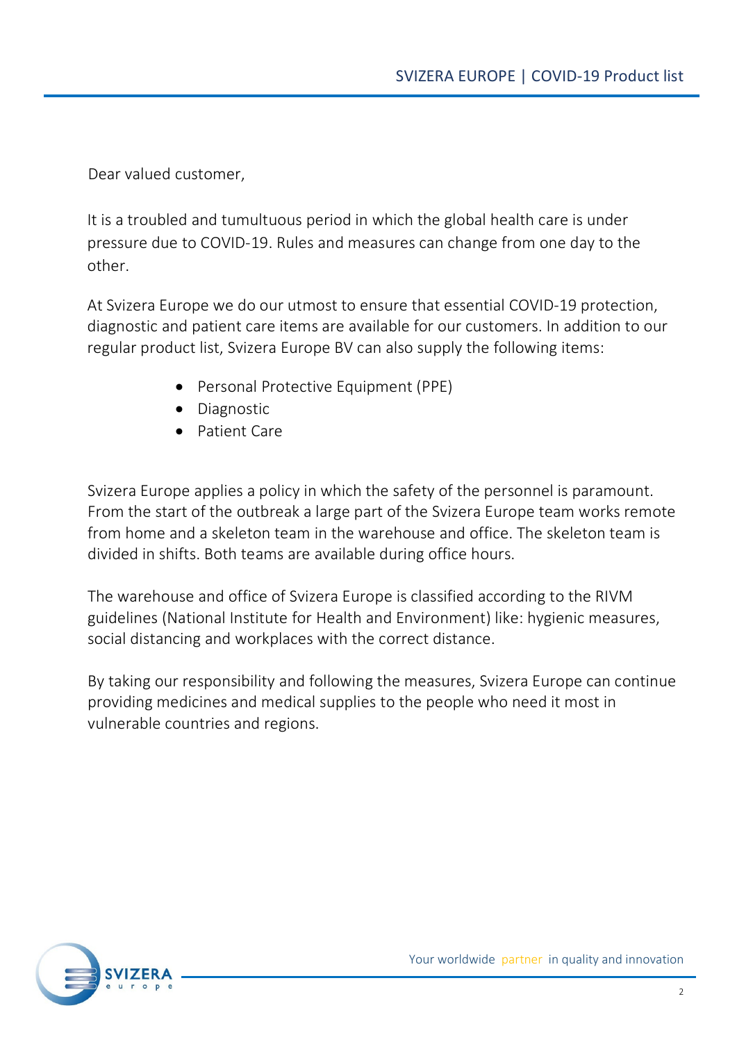Dear valued customer,

It is a troubled and tumultuous period in which the global health care is under pressure due to COVID-19. Rules and measures can change from one day to the other.

At Svizera Europe we do our utmost to ensure that essential COVID-19 protection, diagnostic and patient care items are available for our customers. In addition to our regular product list, Svizera Europe BV can also supply the following items:

- Personal Protective Equipment (PPE)
- Diagnostic
- Patient Care

Svizera Europe applies a policy in which the safety of the personnel is paramount. From the start of the outbreak a large part of the Svizera Europe team works remote from home and a skeleton team in the warehouse and office. The skeleton team is divided in shifts. Both teams are available during office hours.

The warehouse and office of Svizera Europe is classified according to the RIVM guidelines (National Institute for Health and Environment) like: hygienic measures, social distancing and workplaces with the correct distance.

By taking our responsibility and following the measures, Svizera Europe can continue providing medicines and medical supplies to the people who need it most in vulnerable countries and regions.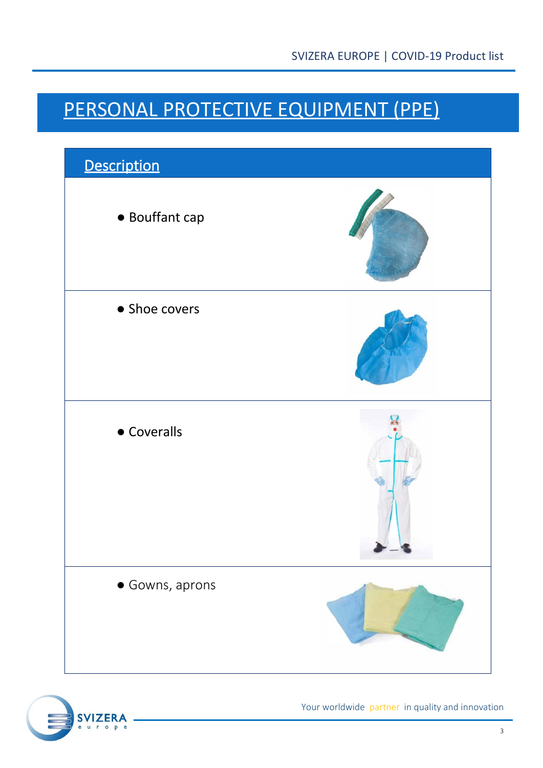# PERSONAL PROTECTIVE EQUIPMENT (PPE)

| Description |
|---|
| • Bouffant cap |
| • Shoe covers |
| • Coveralls |
| • Gowns, aprons |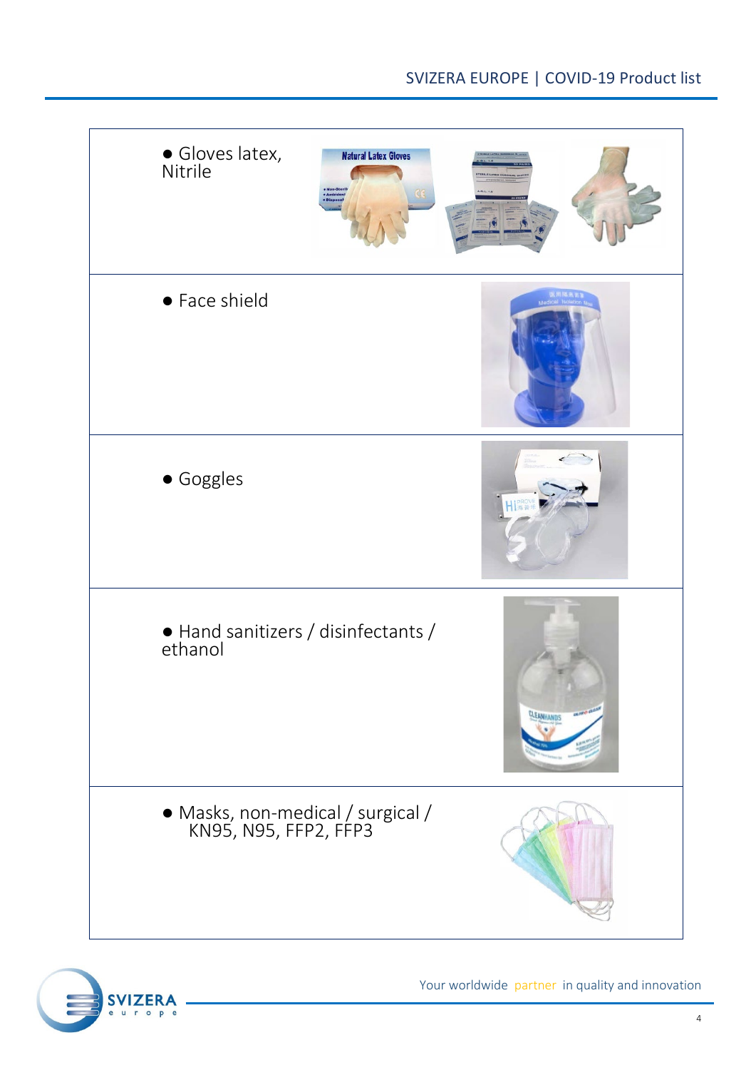- Gloves latex, Nitrile
- Face shield
- Goggles
- Hand sanitizers / disinfectants / ethanol
- Masks, non-medical / surgical / KN95, N95, FFP2, FFP3

Your worldwide partner in quality and innovation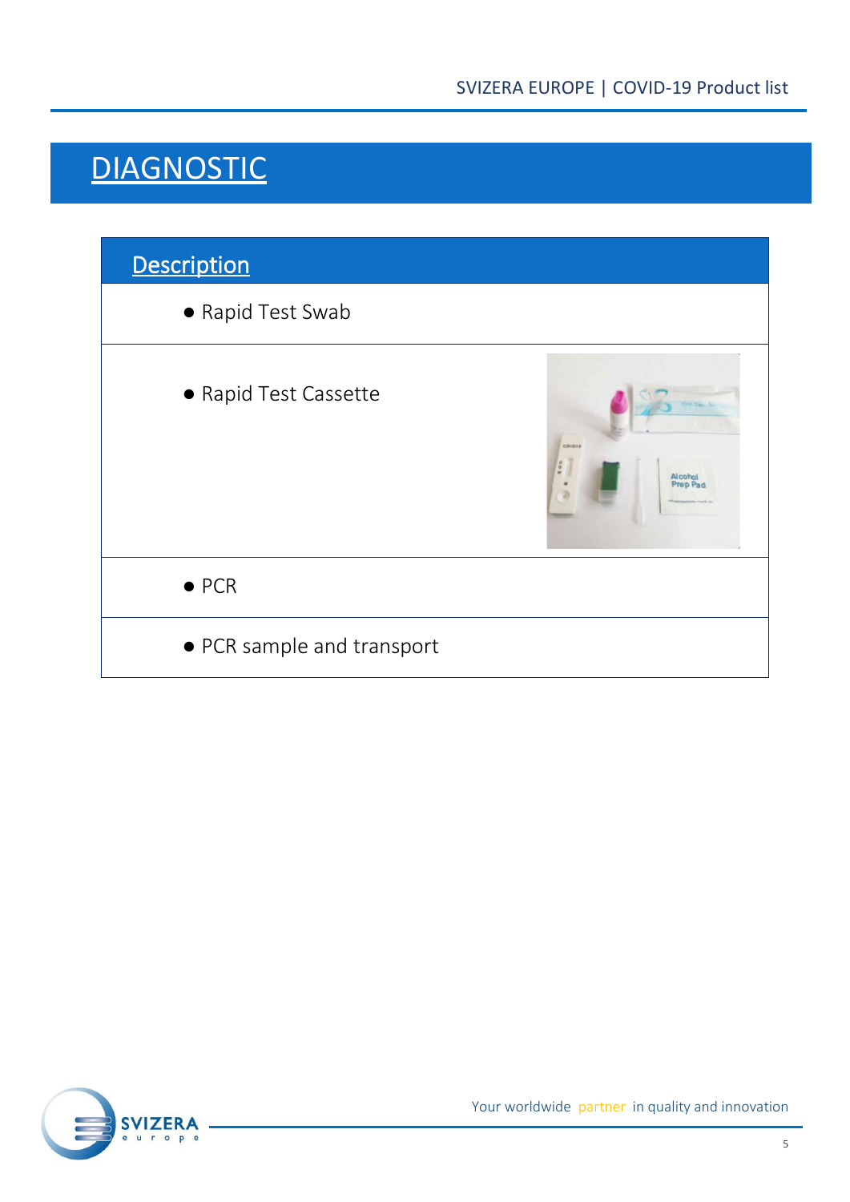# DIAGNOSTIC

| Description |
| --- |
| • Rapid Test Swab |
| • Rapid Test Cassette |
| • PCR |
| • PCR sample and transport |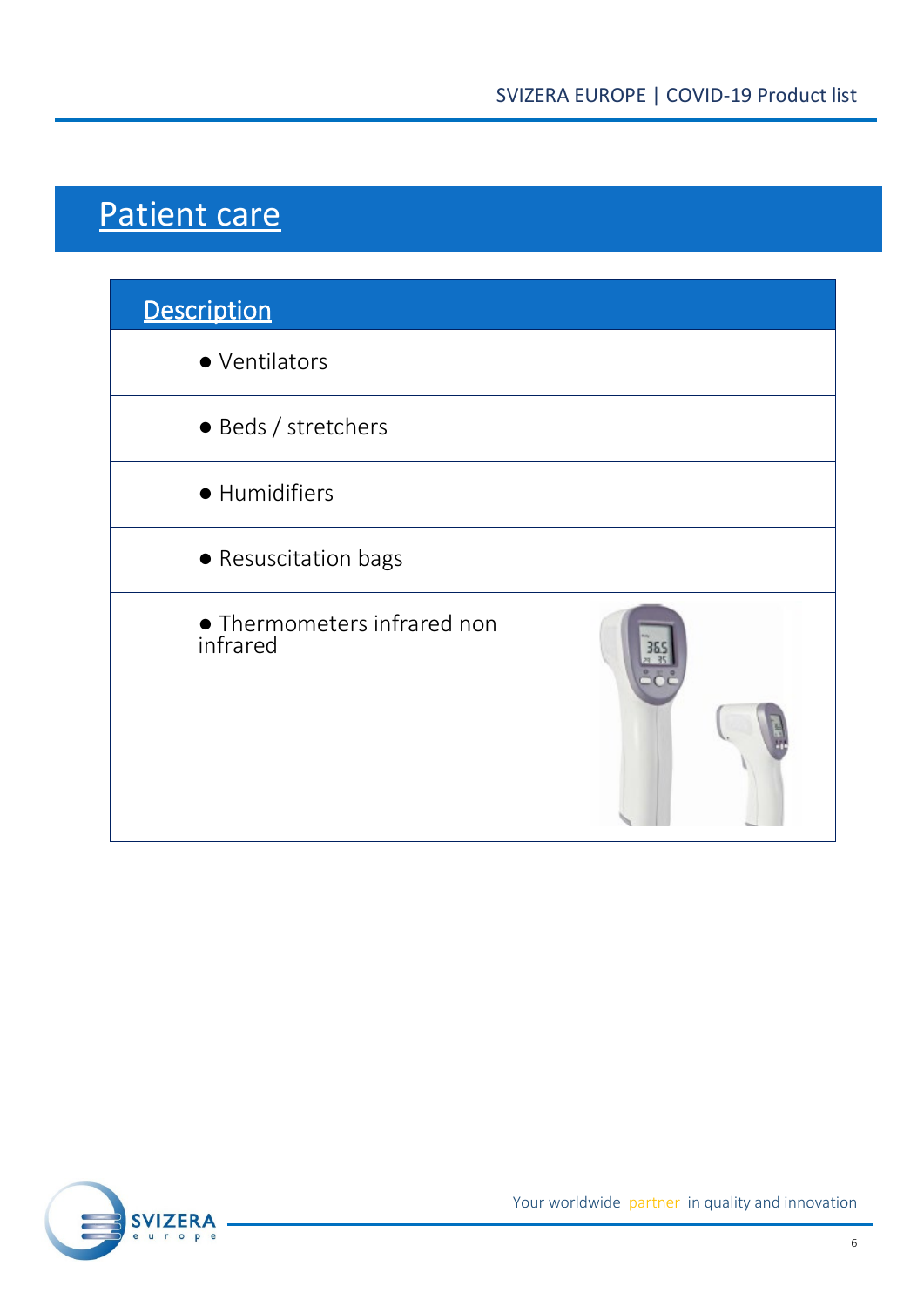# Patient care

| Description |
| --- |
| ● Ventilators |
| ● Beds / stretchers |
| ● Humidifiers |
| ● Resuscitation bags |
| ● Thermometers infrared non infrared |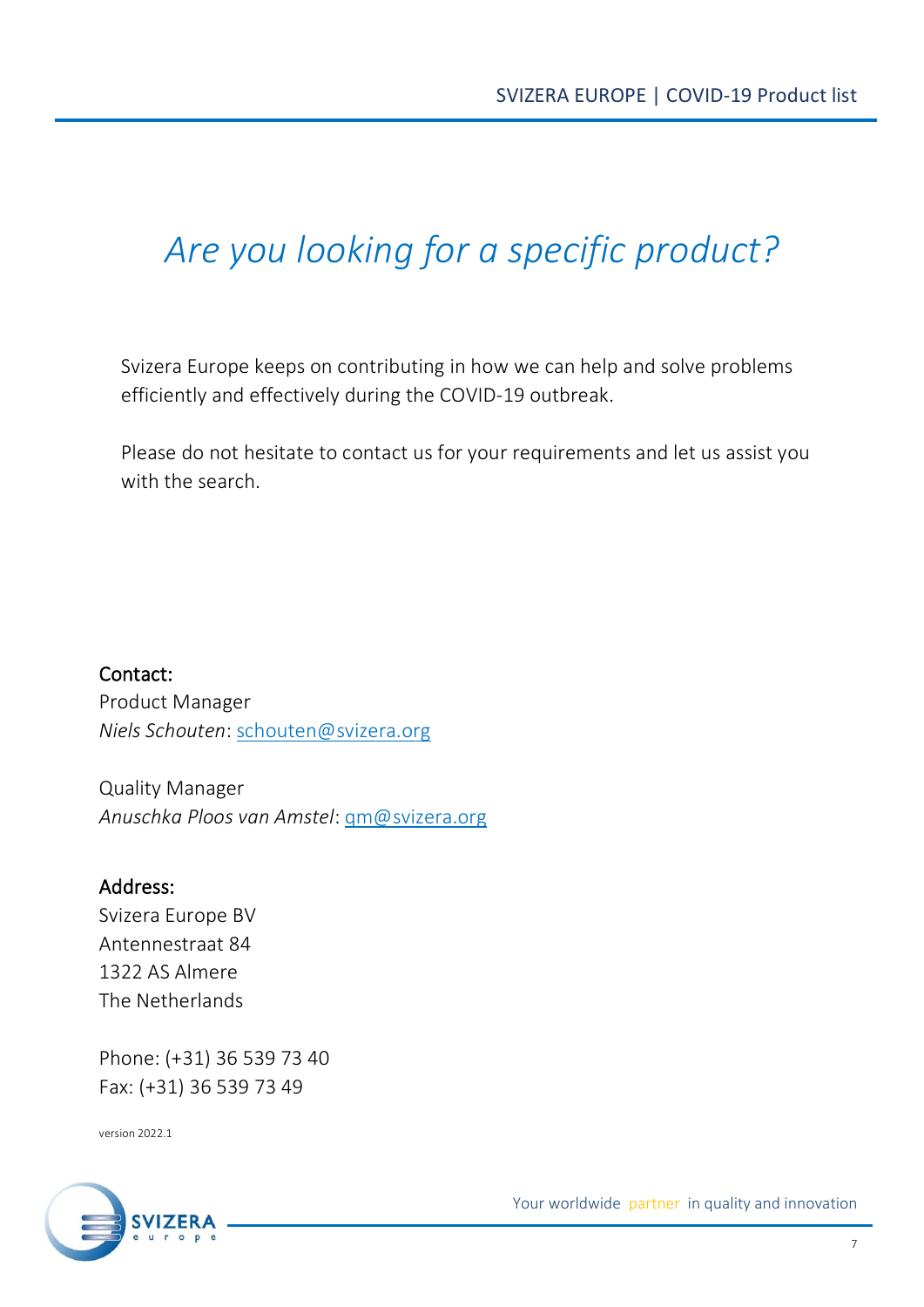# *Are you looking for a specific product?*

Svizera Europe keeps on contributing in how we can help and solve problems efficiently and effectively during the COVID-19 outbreak.

Please do not hesitate to contact us for your requirements and let us assist you with the search.

**Contact:**
Product Manager
*Niels Schouten*: schouten@svizera.org

Quality Manager
*Anuschka Ploos van Amstel*: qm@svizera.org

**Address:**
Svizera Europe BV
Antennestraat 84
1322 AS Almere
The Netherlands

Phone: (+31) 36 539 73 40
Fax: (+31) 36 539 73 49

version 2022.1